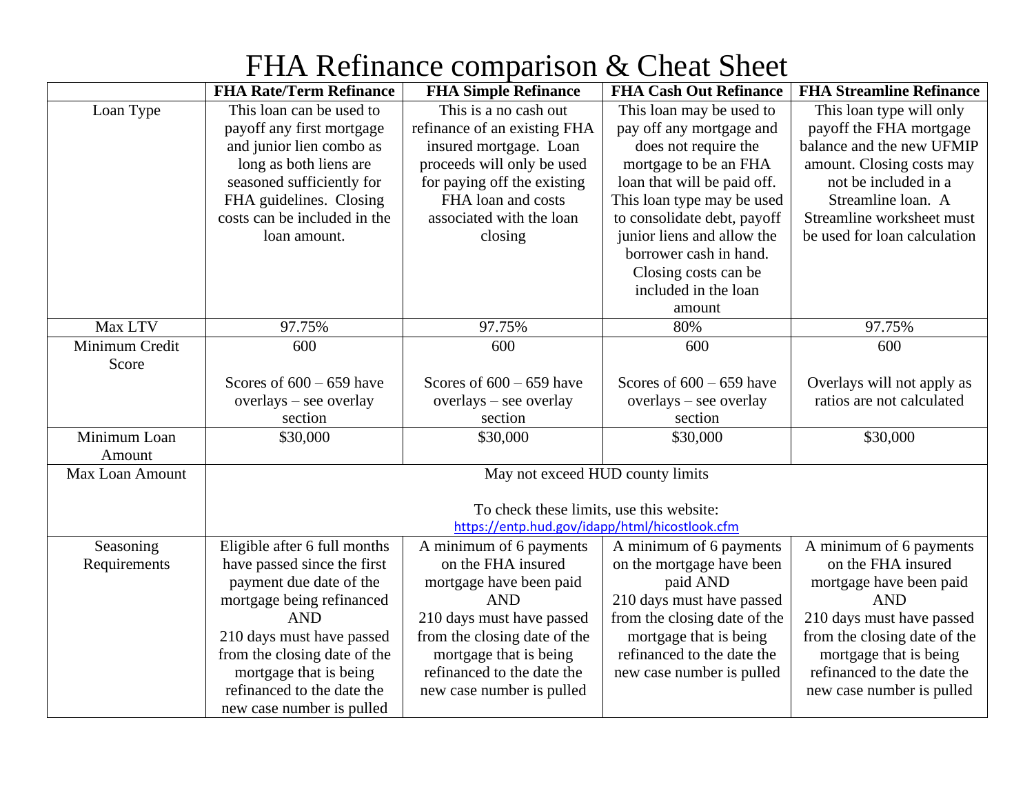# FHA Refinance comparison & Cheat Sheet

| | FHA Rate/Term Refinance | FHA Simple Refinance | FHA Cash Out Refinance | FHA Streamline Refinance |
|---|---|---|---|---|
| Loan Type | This loan can be used to payoff any first mortgage and junior lien combo as long as both liens are seasoned sufficiently for FHA guidelines. Closing costs can be included in the loan amount. | This is a no cash out refinance of an existing FHA insured mortgage. Loan proceeds will only be used for paying off the existing FHA loan and costs associated with the loan closing | This loan may be used to pay off any mortgage and does not require the mortgage to be an FHA loan that will be paid off. This loan type may be used to consolidate debt, payoff junior liens and allow the borrower cash in hand. Closing costs can be included in the loan amount | This loan type will only payoff the FHA mortgage balance and the new UFMIP amount. Closing costs may not be included in a Streamline loan. A Streamline worksheet must be used for loan calculation |
| Max LTV | 97.75% | 97.75% | 80% | 97.75% |
| Minimum Credit Score | 600<br><br>Scores of 600 – 659 have overlays – see overlay section | 600<br><br>Scores of 600 – 659 have overlays – see overlay section | 600<br><br>Scores of 600 – 659 have overlays – see overlay section | 600<br><br>Overlays will not apply as ratios are not calculated |
| Minimum Loan Amount | $30,000 | $30,000 | $30,000 | $30,000 |
| Max Loan Amount | May not exceed HUD county limits<br><br>To check these limits, use this website:<br>https://entp.hud.gov/idapp/html/hicostlook.cfm | | | |
| Seasoning Requirements | Eligible after 6 full months have passed since the first payment due date of the mortgage being refinanced<br>AND<br>210 days must have passed from the closing date of the mortgage that is being refinanced to the date the new case number is pulled | A minimum of 6 payments on the FHA insured mortgage have been paid<br>AND<br>210 days must have passed from the closing date of the mortgage that is being refinanced to the date the new case number is pulled | A minimum of 6 payments on the mortgage have been paid AND<br>210 days must have passed from the closing date of the mortgage that is being refinanced to the date the new case number is pulled | A minimum of 6 payments on the FHA insured mortgage have been paid<br>AND<br>210 days must have passed from the closing date of the mortgage that is being refinanced to the date the new case number is pulled |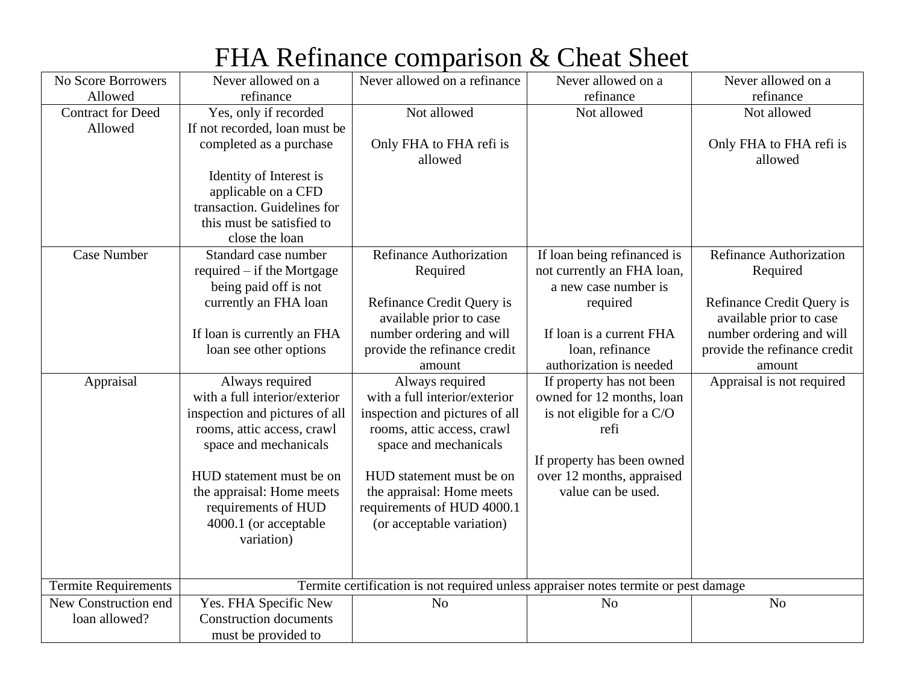# FHA Refinance comparison & Cheat Sheet

| | | | | |
|---|---|---|---|---|
| No Score Borrowers Allowed | Never allowed on a refinance | Never allowed on a refinance | Never allowed on a refinance | Never allowed on a refinance |
| Contract for Deed Allowed | Yes, only if recorded<br>If not recorded, loan must be completed as a purchase<br><br>Identity of Interest is applicable on a CFD transaction. Guidelines for this must be satisfied to close the loan | Not allowed<br><br>Only FHA to FHA refi is allowed | Not allowed | Not allowed<br><br>Only FHA to FHA refi is allowed |
| Case Number | Standard case number required – if the Mortgage being paid off is not currently an FHA loan<br><br>If loan is currently an FHA loan see other options | Refinance Authorization Required<br><br>Refinance Credit Query is available prior to case number ordering and will provide the refinance credit amount | If loan being refinanced is not currently an FHA loan, a new case number is required<br><br>If loan is a current FHA loan, refinance authorization is needed | Refinance Authorization Required<br><br>Refinance Credit Query is available prior to case number ordering and will provide the refinance credit amount |
| Appraisal | Always required with a full interior/exterior inspection and pictures of all rooms, attic access, crawl space and mechanicals<br><br>HUD statement must be on the appraisal: Home meets requirements of HUD 4000.1 (or acceptable variation) | Always required with a full interior/exterior inspection and pictures of all rooms, attic access, crawl space and mechanicals<br><br>HUD statement must be on the appraisal: Home meets requirements of HUD 4000.1 (or acceptable variation) | If property has not been owned for 12 months, loan is not eligible for a C/O refi<br><br>If property has been owned over 12 months, appraised value can be used. | Appraisal is not required |
| Termite Requirements | Termite certification is not required unless appraiser notes termite or pest damage | | | |
| New Construction end loan allowed? | Yes. FHA Specific New Construction documents must be provided to | No | No | No |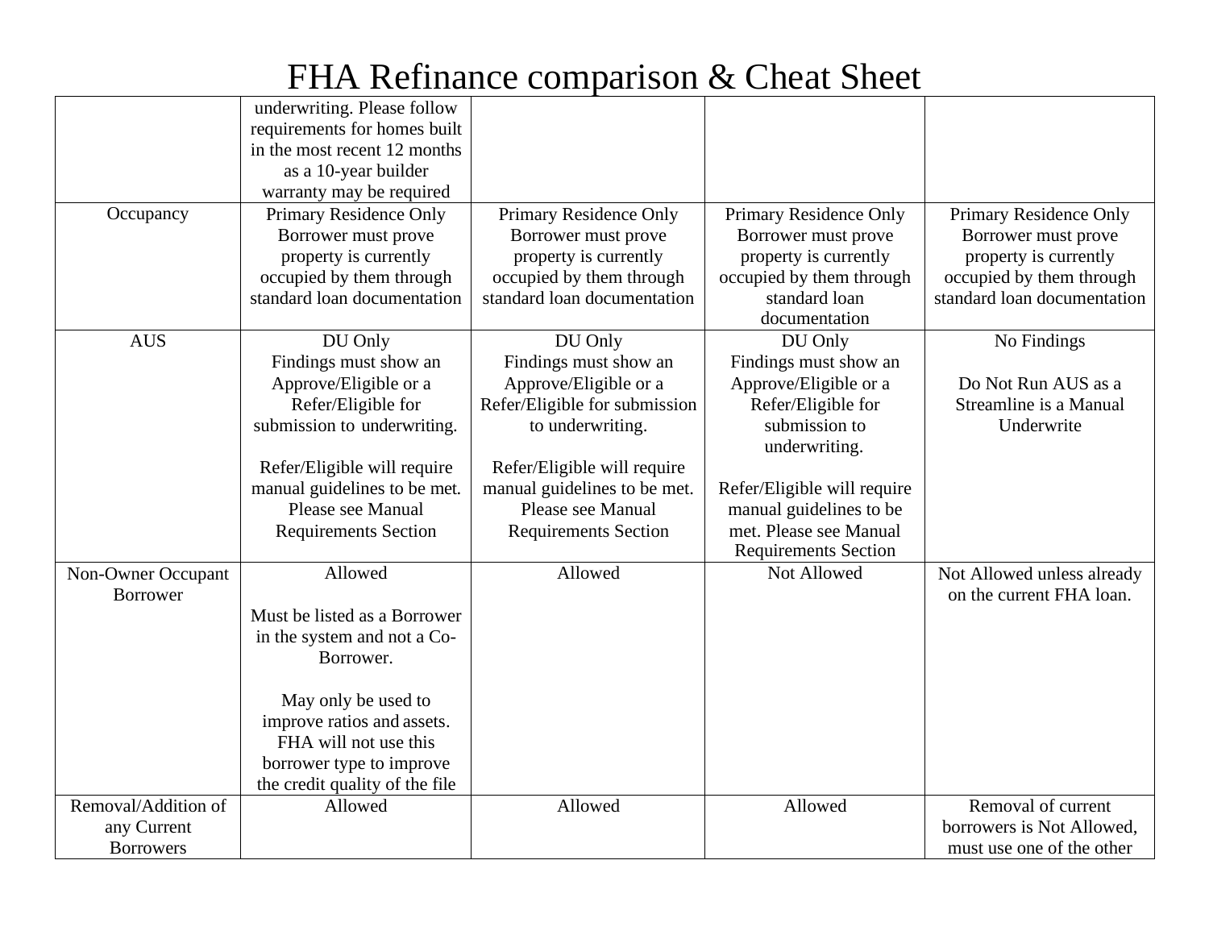# FHA Refinance comparison & Cheat Sheet

| | | | | |
|---|---|---|---|---|
| | underwriting. Please follow requirements for homes built in the most recent 12 months as a 10-year builder warranty may be required | | | |
| Occupancy | Primary Residence Only Borrower must prove property is currently occupied by them through standard loan documentation | Primary Residence Only Borrower must prove property is currently occupied by them through standard loan documentation | Primary Residence Only Borrower must prove property is currently occupied by them through standard loan documentation | Primary Residence Only Borrower must prove property is currently occupied by them through standard loan documentation |
| AUS | DU Only<br>Findings must show an Approve/Eligible or a Refer/Eligible for submission to underwriting.<br><br>Refer/Eligible will require manual guidelines to be met. Please see Manual Requirements Section | DU Only<br>Findings must show an Approve/Eligible or a Refer/Eligible for submission to underwriting.<br><br>Refer/Eligible will require manual guidelines to be met. Please see Manual Requirements Section | DU Only<br>Findings must show an Approve/Eligible or a Refer/Eligible for submission to underwriting.<br><br>Refer/Eligible will require manual guidelines to be met. Please see Manual Requirements Section | No Findings<br><br>Do Not Run AUS as a Streamline is a Manual Underwrite |
| Non-Owner Occupant Borrower | Allowed<br><br>Must be listed as a Borrower in the system and not a Co-Borrower.<br><br>May only be used to improve ratios and assets. FHA will not use this borrower type to improve the credit quality of the file | Allowed | Not Allowed | Not Allowed unless already on the current FHA loan. |
| Removal/Addition of any Current Borrowers | Allowed | Allowed | Allowed | Removal of current borrowers is Not Allowed, must use one of the other |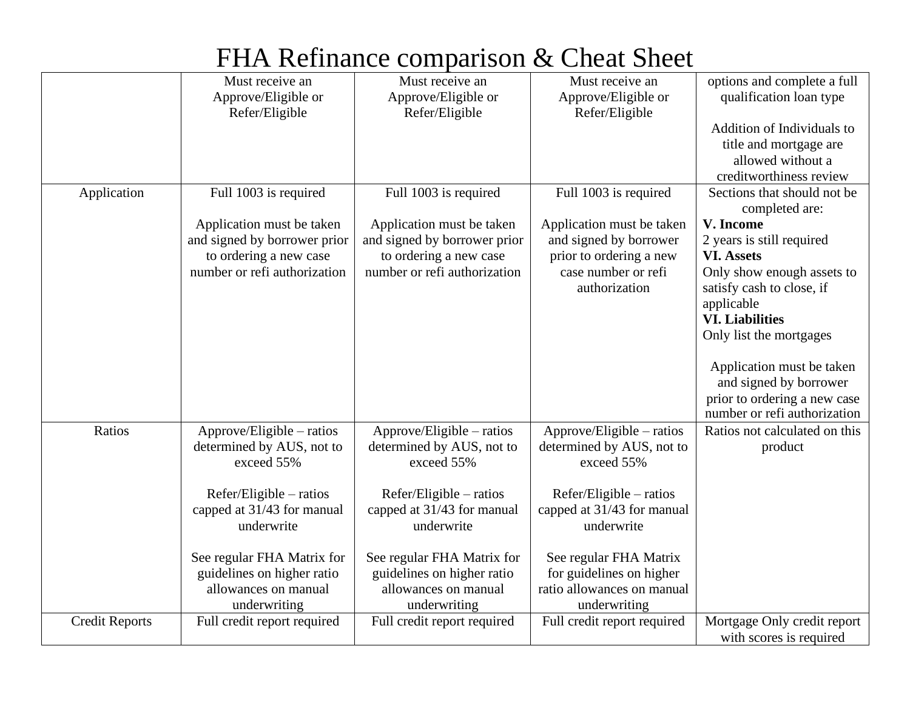# FHA Refinance comparison & Cheat Sheet

| | | | | |
|---|---|---|---|---|
| | Must receive an Approve/Eligible or Refer/Eligible | Must receive an Approve/Eligible or Refer/Eligible | Must receive an Approve/Eligible or Refer/Eligible | options and complete a full qualification loan type<br><br>Addition of Individuals to title and mortgage are allowed without a creditworthiness review |
| Application | Full 1003 is required<br><br>Application must be taken and signed by borrower prior to ordering a new case number or refi authorization | Full 1003 is required<br><br>Application must be taken and signed by borrower prior to ordering a new case number or refi authorization | Full 1003 is required<br><br>Application must be taken and signed by borrower prior to ordering a new case number or refi authorization | Sections that should not be completed are:<br>**V. Income**<br>2 years is still required<br>**VI. Assets**<br>Only show enough assets to satisfy cash to close, if applicable<br>**VI. Liabilities**<br>Only list the mortgages<br><br>Application must be taken and signed by borrower prior to ordering a new case number or refi authorization |
| Ratios | Approve/Eligible – ratios determined by AUS, not to exceed 55%<br><br>Refer/Eligible – ratios capped at 31/43 for manual underwrite<br><br>See regular FHA Matrix for guidelines on higher ratio allowances on manual underwriting | Approve/Eligible – ratios determined by AUS, not to exceed 55%<br><br>Refer/Eligible – ratios capped at 31/43 for manual underwrite<br><br>See regular FHA Matrix for guidelines on higher ratio allowances on manual underwriting | Approve/Eligible – ratios determined by AUS, not to exceed 55%<br><br>Refer/Eligible – ratios capped at 31/43 for manual underwrite<br><br>See regular FHA Matrix for guidelines on higher ratio allowances on manual underwriting | Ratios not calculated on this product |
| Credit Reports | Full credit report required | Full credit report required | Full credit report required | Mortgage Only credit report with scores is required |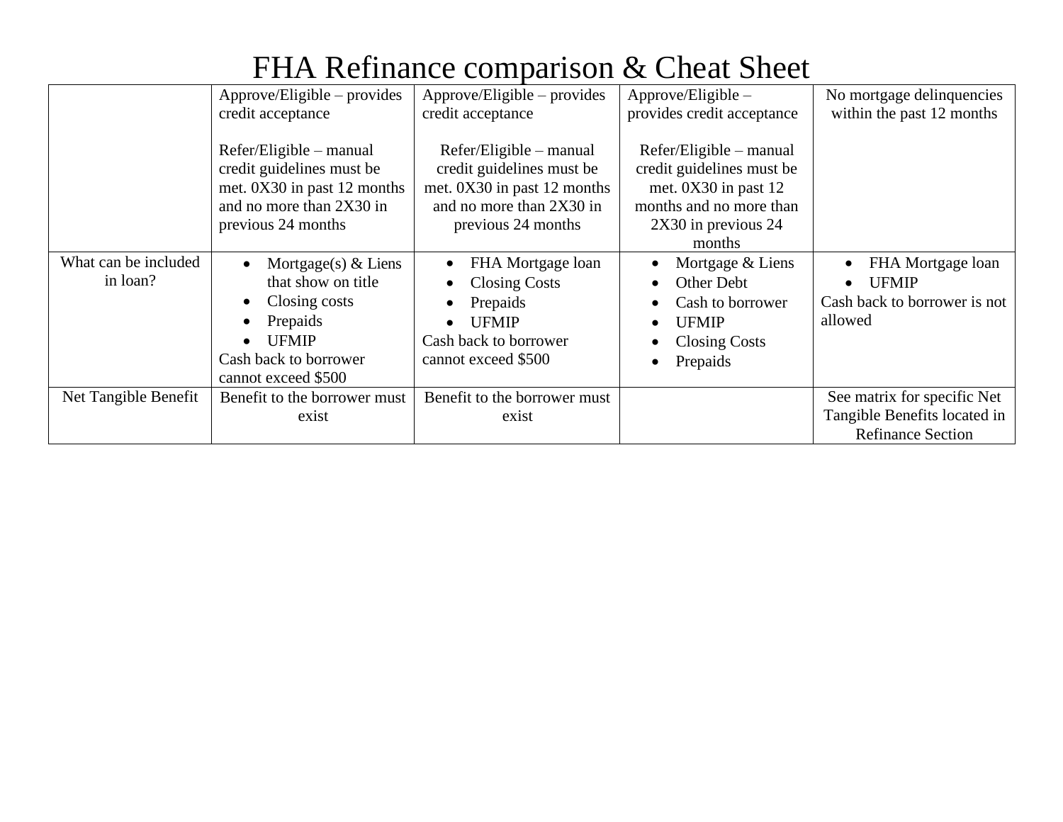# FHA Refinance comparison & Cheat Sheet

| | | | | |
|---|---|---|---|---|
| | Approve/Eligible – provides credit acceptance<br><br>Refer/Eligible – manual credit guidelines must be met. 0X30 in past 12 months and no more than 2X30 in previous 24 months | Approve/Eligible – provides credit acceptance<br><br>Refer/Eligible – manual credit guidelines must be met. 0X30 in past 12 months and no more than 2X30 in previous 24 months | Approve/Eligible – provides credit acceptance<br><br>Refer/Eligible – manual credit guidelines must be met. 0X30 in past 12 months and no more than 2X30 in previous 24 months | No mortgage delinquencies within the past 12 months |
| What can be included in loan? | • Mortgage(s) & Liens that show on title<br>• Closing costs<br>• Prepaids<br>• UFMIP<br>Cash back to borrower cannot exceed $500 | • FHA Mortgage loan<br>• Closing Costs<br>• Prepaids<br>• UFMIP<br>Cash back to borrower cannot exceed $500 | • Mortgage & Liens<br>• Other Debt<br>• Cash to borrower<br>• UFMIP<br>• Closing Costs<br>• Prepaids | • FHA Mortgage loan<br>• UFMIP<br>Cash back to borrower is not allowed |
| Net Tangible Benefit | Benefit to the borrower must exist | Benefit to the borrower must exist | | See matrix for specific Net Tangible Benefits located in Refinance Section |